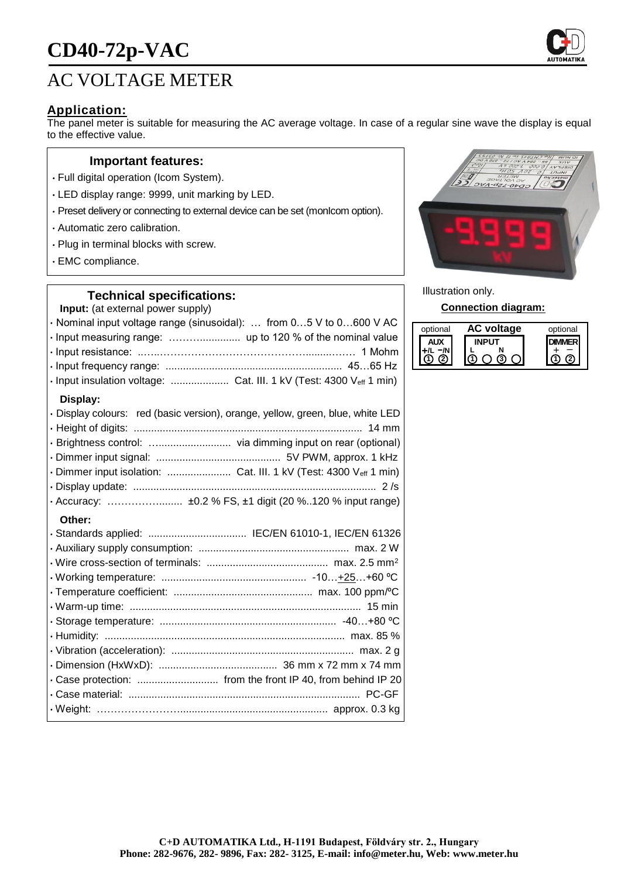# CD40-72p-VAC

## AC VOLTAGE METER

### Application:

The panel meter is suitable for measuring the AC average voltage. In case of a regular sine wave the display is equal to the effective value.

#### Important features:

- Full digital operation (Icom System).
- LED display range: 9999, unit marking by LED.
- Preset delivery or connecting to external device can be set (monIcom option).
- Automatic zero calibration.
- Plug in terminal blocks with screw.
- EMC compliance.

#### Technical specifications:

**Input:** (at external power supply)

- Nominal input voltage range (sinusoidal): … from 0…5 V to 0…600 V AC
- Input measuring range: ……….............. up to 120 % of the nominal value
- Input resistance: ..…..………………………………….........……. 1 Mohm
- Input frequency range: ............................................................ 45…65 Hz
- Input insulation voltage: .................... Cat. III. 1 kV (Test: 4300 $V_{eff}$ 1 min)

**Display:**

- Display colours: red (basic version), orange, yellow, green, blue, white LED
- Height of digits: ............................................................................... 14 mm
- Brightness control: ........................... via dimming input on rear (optional)
- Dimmer input signal: .......................................... 5V PWM, approx. 1 kHz
- Dimmer input isolation: ...................... Cat. III. 1 kV (Test: 4300 $V_{eff}$ 1 min)
- Display update: ................................................................................... 2 /s
- Accuracy: ……………......... ±0.2 % FS, ±1 digit (20 %..120 % input range)

**Other:**

- Standards applied: .................................. IEC/EN 61010-1, IEC/EN 61326
- Auxiliary supply consumption: ................................................... max. 2 W
- Wire cross-section of terminals: ......................................... max. 2.5 $mm^2$
- Working temperature: ................................................. -10…+25…+60 ºC
- Temperature coefficient: ............................................... max. 100 ppm/ºC
- Warm-up time: ............................................................................... 15 min
- Storage temperature: ............................................................ -40…+80 ºC
- Humidity: .................................................................................. max. 85 %
- Vibration (acceleration): .............................................................. max. 2 g
- Dimension (HxWxD): ........................................ 36 mm x 72 mm x 74 mm
- Case protection: ........................... from the front IP 40, from behind IP 20
- Case material: ................................................................................ PC-GF
- Weight: …………………….................................................. approx. 0.3 kg

Illustration only.

**Connection diagram:**

| optional | AC voltage | optional |
|---|---|---|
| AUX | INPUT | DIMMER |
| +/L −/N | L N | + − |
| ① ② | ① ○ ③ ○ | ① ② |

**C+D AUTOMATIKA Ltd., H-1191 Budapest, Földváry str. 2., Hungary**
**Phone: 282-9676, 282- 9896, Fax: 282- 3125, E-mail: info@meter.hu, Web: www.meter.hu**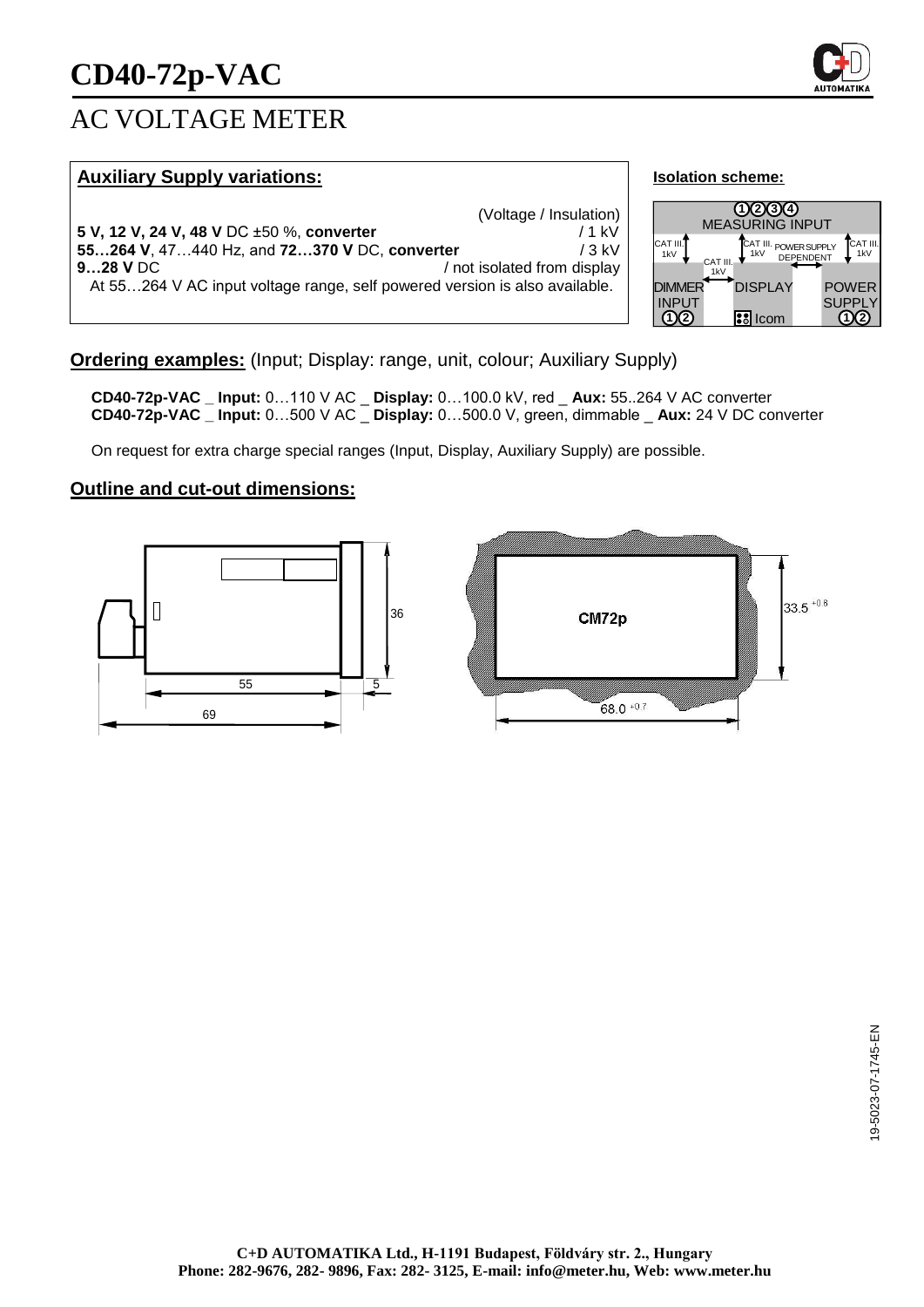# CD40-72p-VAC

## AC VOLTAGE METER

### Auxiliary Supply variations:

(Voltage / Insulation)

**5 V, 12 V, 24 V, 48 V** DC ±50 %, **converter** / 1 kV
**55…264 V**, 47…440 Hz, and **72…370 V** DC, **converter** / 3 kV
**9…28 V** DC / not isolated from display
At 55…264 V AC input voltage range, self powered version is also available.

### Isolation scheme:

①②③④
MEASURING INPUT
CAT III. 1kV
CAT III. 1kV
CAT III. 1kV
POWER SUPPLY DEPENDENT
CAT III. 1kV
DIMMER INPUT ①②
DISPLAY
Icom
POWER SUPPLY ①②

### Ordering examples: (Input; Display: range, unit, colour; Auxiliary Supply)

**CD40-72p-VAC _ Input:** 0…110 V AC _ **Display:** 0…100.0 kV, red _ **Aux:** 55..264 V AC converter
**CD40-72p-VAC _ Input:** 0…500 V AC _ **Display:** 0…500.0 V, green, dimmable _ **Aux:** 24 V DC converter

On request for extra charge special ranges (Input, Display, Auxiliary Supply) are possible.

### Outline and cut-out dimensions:

36
55
5
69

CM72p
33.5 +0.8
68.0 +0.7

19-5023-07-1745-EN